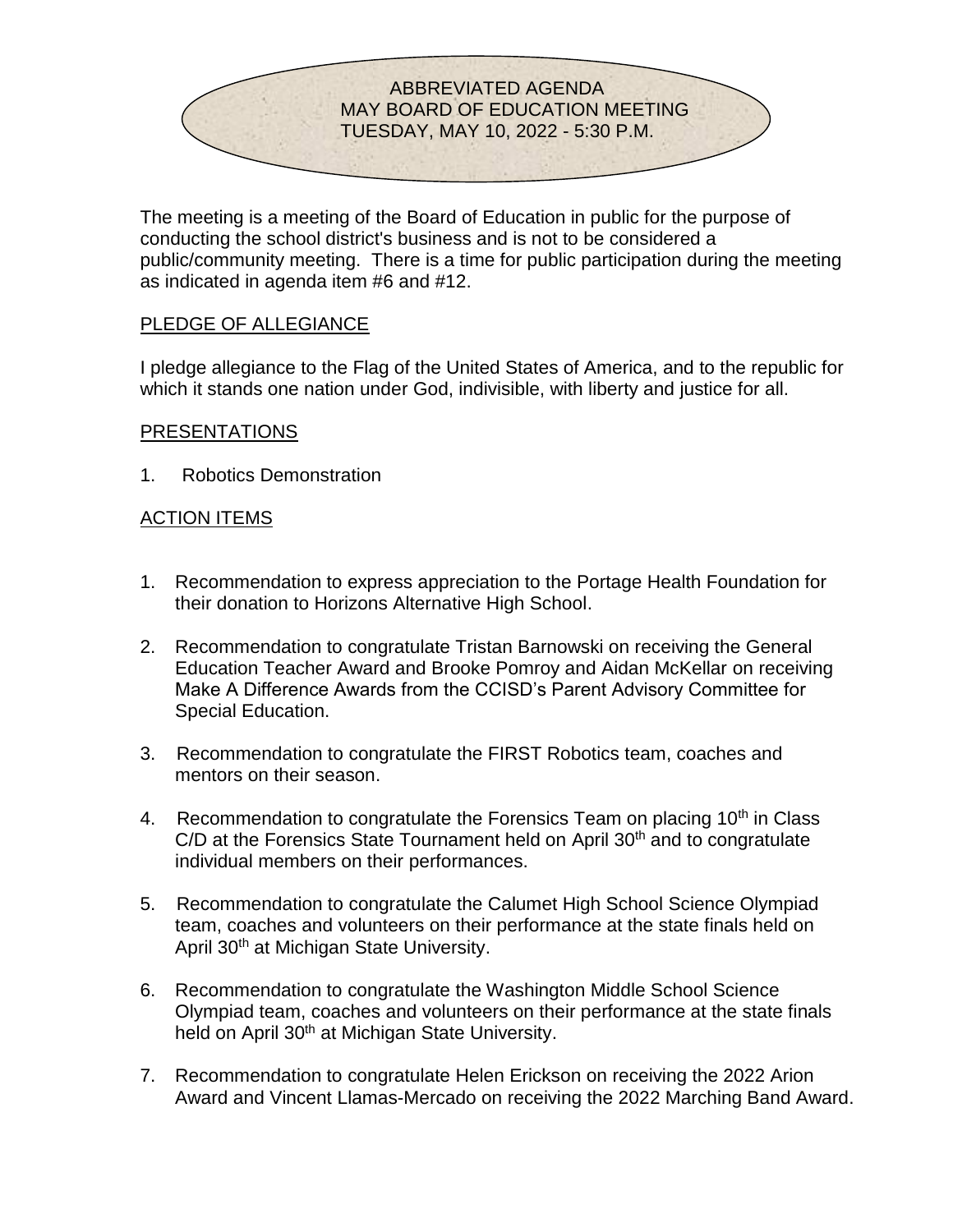# ABBREVIATED AGENDA
## MAY BOARD OF EDUCATION MEETING
## TUESDAY, MAY 10, 2022 - 5:30 P.M.

The meeting is a meeting of the Board of Education in public for the purpose of conducting the school district's business and is not to be considered a public/community meeting. There is a time for public participation during the meeting as indicated in agenda item #6 and #12.

### PLEDGE OF ALLEGIANCE

I pledge allegiance to the Flag of the United States of America, and to the republic for which it stands one nation under God, indivisible, with liberty and justice for all.

### PRESENTATIONS

1. Robotics Demonstration

### ACTION ITEMS

1. Recommendation to express appreciation to the Portage Health Foundation for their donation to Horizons Alternative High School.

2. Recommendation to congratulate Tristan Barnowski on receiving the General Education Teacher Award and Brooke Pomroy and Aidan McKellar on receiving Make A Difference Awards from the CCISD's Parent Advisory Committee for Special Education.

3. Recommendation to congratulate the FIRST Robotics team, coaches and mentors on their season.

4. Recommendation to congratulate the Forensics Team on placing 10th in Class C/D at the Forensics State Tournament held on April 30th and to congratulate individual members on their performances.

5. Recommendation to congratulate the Calumet High School Science Olympiad team, coaches and volunteers on their performance at the state finals held on April 30th at Michigan State University.

6. Recommendation to congratulate the Washington Middle School Science Olympiad team, coaches and volunteers on their performance at the state finals held on April 30th at Michigan State University.

7. Recommendation to congratulate Helen Erickson on receiving the 2022 Arion Award and Vincent Llamas-Mercado on receiving the 2022 Marching Band Award.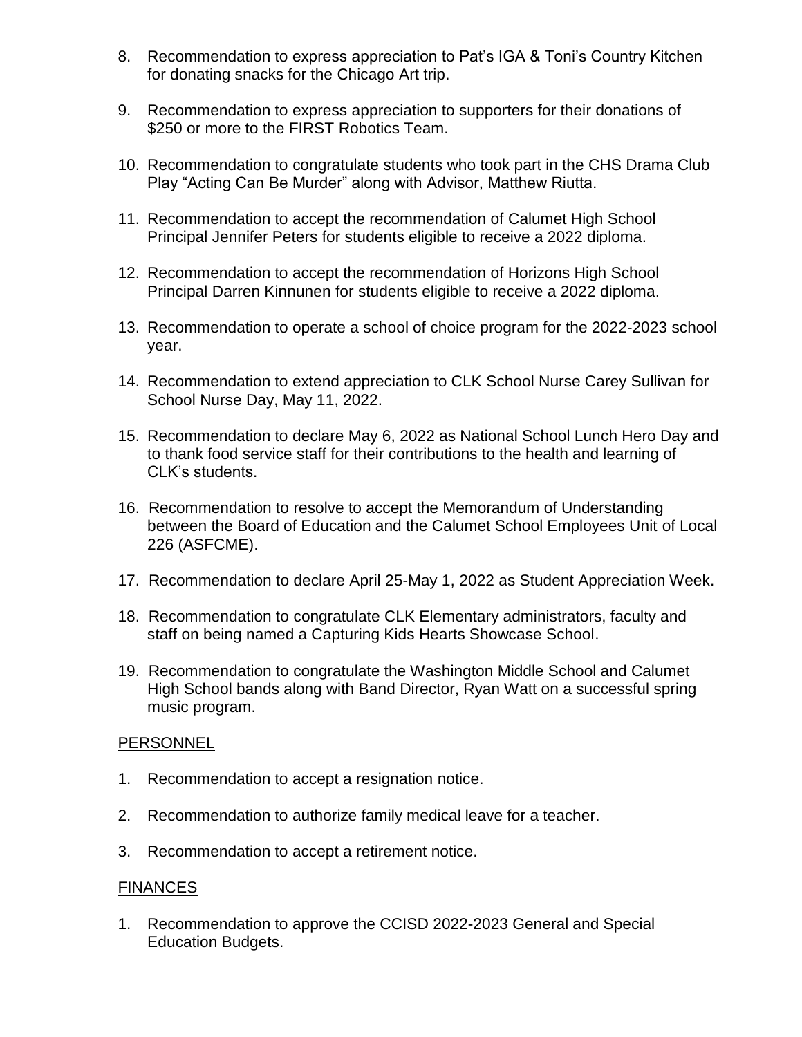8. Recommendation to express appreciation to Pat's IGA & Toni's Country Kitchen for donating snacks for the Chicago Art trip.

9. Recommendation to express appreciation to supporters for their donations of $250 or more to the FIRST Robotics Team.

10. Recommendation to congratulate students who took part in the CHS Drama Club Play "Acting Can Be Murder" along with Advisor, Matthew Riutta.

11. Recommendation to accept the recommendation of Calumet High School Principal Jennifer Peters for students eligible to receive a 2022 diploma.

12. Recommendation to accept the recommendation of Horizons High School Principal Darren Kinnunen for students eligible to receive a 2022 diploma.

13. Recommendation to operate a school of choice program for the 2022-2023 school year.

14. Recommendation to extend appreciation to CLK School Nurse Carey Sullivan for School Nurse Day, May 11, 2022.

15. Recommendation to declare May 6, 2022 as National School Lunch Hero Day and to thank food service staff for their contributions to the health and learning of CLK's students.

16. Recommendation to resolve to accept the Memorandum of Understanding between the Board of Education and the Calumet School Employees Unit of Local 226 (ASFCME).

17. Recommendation to declare April 25-May 1, 2022 as Student Appreciation Week.

18. Recommendation to congratulate CLK Elementary administrators, faculty and staff on being named a Capturing Kids Hearts Showcase School.

19. Recommendation to congratulate the Washington Middle School and Calumet High School bands along with Band Director, Ryan Watt on a successful spring music program.

## PERSONNEL

1. Recommendation to accept a resignation notice.

2. Recommendation to authorize family medical leave for a teacher.

3. Recommendation to accept a retirement notice.

## FINANCES

1. Recommendation to approve the CCISD 2022-2023 General and Special Education Budgets.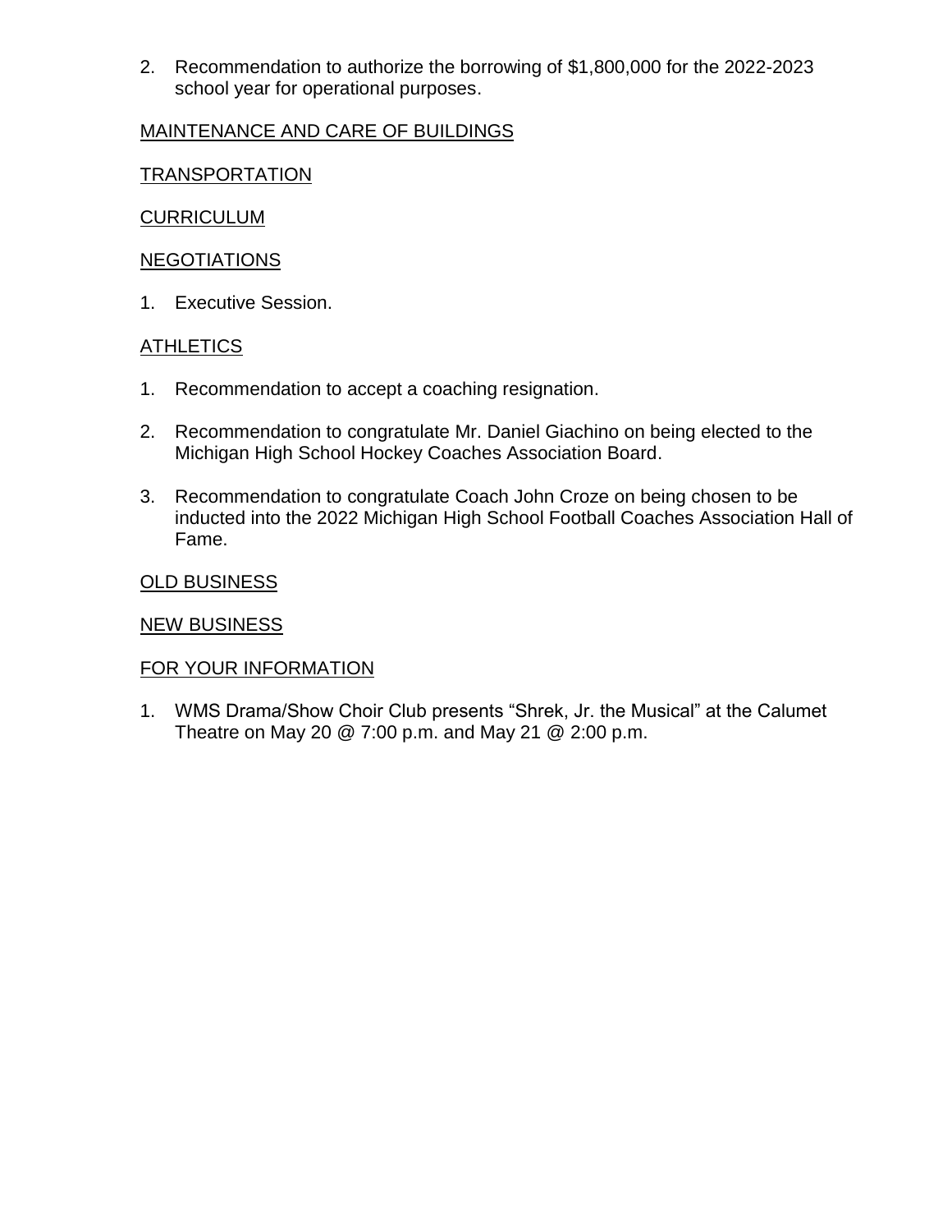2. Recommendation to authorize the borrowing of $1,800,000 for the 2022-2023 school year for operational purposes.

## MAINTENANCE AND CARE OF BUILDINGS

## TRANSPORTATION

## CURRICULUM

## NEGOTIATIONS

1. Executive Session.

## ATHLETICS

1. Recommendation to accept a coaching resignation.

2. Recommendation to congratulate Mr. Daniel Giachino on being elected to the Michigan High School Hockey Coaches Association Board.

3. Recommendation to congratulate Coach John Croze on being chosen to be inducted into the 2022 Michigan High School Football Coaches Association Hall of Fame.

## OLD BUSINESS

## NEW BUSINESS

## FOR YOUR INFORMATION

1. WMS Drama/Show Choir Club presents “Shrek, Jr. the Musical” at the Calumet Theatre on May 20 @ 7:00 p.m. and May 21 @ 2:00 p.m.